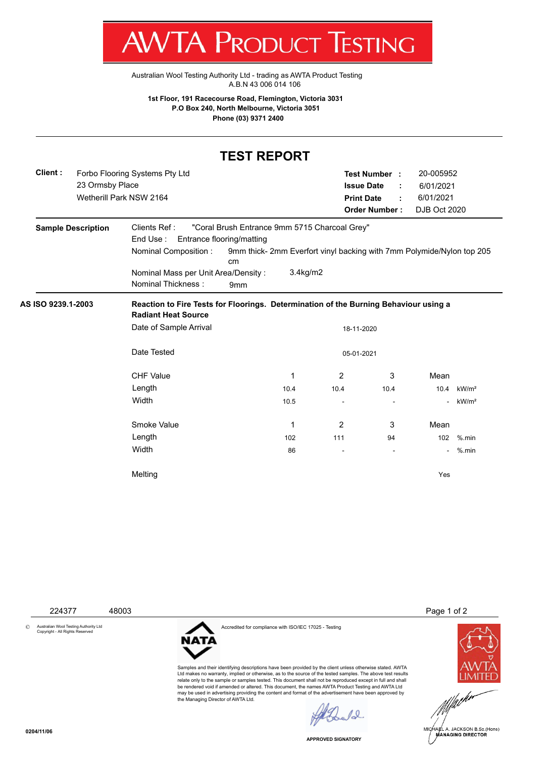# AWTA Product Testing

Australian Wool Testing Authority Ltd - trading as AWTA Product Testing
A.B.N 43 006 014 106

**1st Floor, 191 Racecourse Road, Flemington, Victoria 3031**
**P.O Box 240, North Melbourne, Victoria 3051**
**Phone (03) 9371 2400**

## TEST REPORT

**Client :** Forbo Flooring Systems Pty Ltd
23 Ormsby Place
Wetherill Park NSW 2164

**Test Number :** 20-005952
**Issue Date :** 6/01/2021
**Print Date :** 6/01/2021
**Order Number :** DJB Oct 2020

**Sample Description**

Clients Ref : "Coral Brush Entrance 9mm 5715 Charcoal Grey"
End Use : Entrance flooring/matting
Nominal Composition : 9mm thick- 2mm Everfort vinyl backing with 7mm Polymide/Nylon top 205 cm
Nominal Mass per Unit Area/Density : 3.4kg/m2
Nominal Thickness : 9mm

**AS ISO 9239.1-2003**

**Reaction to Fire Tests for Floorings. Determination of the Burning Behaviour using a Radiant Heat Source**

Date of Sample Arrival: 18-11-2020

Date Tested: 05-01-2021

| CHF Value | 1 | 2 | 3 | Mean | |
|---|---|---|---|---|---|
| Length | 10.4 | 10.4 | 10.4 | 10.4 | kW/m² |
| Width | 10.5 | - | - | - | kW/m² |

| Smoke Value | 1 | 2 | 3 | Mean | |
|---|---|---|---|---|---|
| Length | 102 | 111 | 94 | 102 | %.min |
| Width | 86 | - | - | - | %.min |

Melting: Yes

224377 48003

© Australian Wool Testing Authority Ltd
Copyright - All Rights Reserved

NATA

Accredited for compliance with ISO/IEC 17025 - Testing

Samples and their identifying descriptions have been provided by the client unless otherwise stated. AWTA Ltd makes no warranty, implied or otherwise, as to the source of the tested samples. The above test results relate only to the sample or samples tested. This document shall not be reproduced except in full and shall be rendered void if amended or altered. This document, the names AWTA Product Testing and AWTA Ltd may be used in advertising providing the content and format of the advertisement have been approved by the Managing Director of AWTA Ltd.

APPROVED SIGNATORY

AWTA LIMITED

MICHAEL A. JACKSON B.Sc.(Hons)
MANAGING DIRECTOR

0204/11/06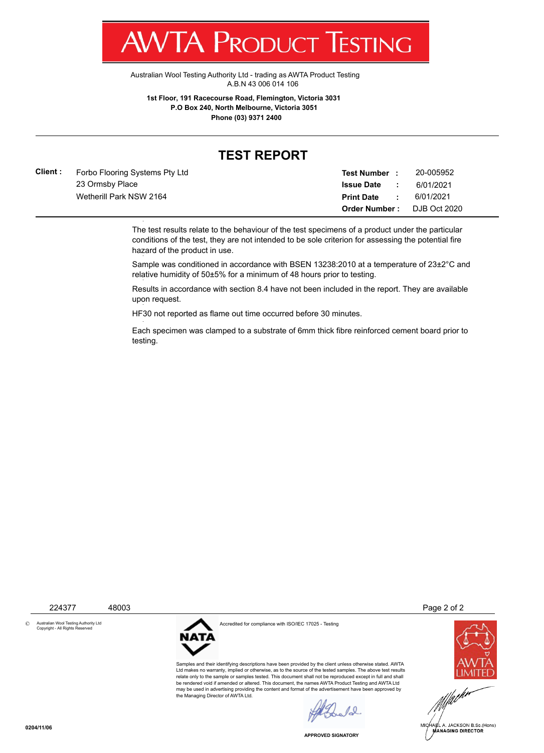# AWTA PRODUCT TESTING

Australian Wool Testing Authority Ltd - trading as AWTA Product Testing
A.B.N 43 006 014 106

**1st Floor, 191 Racecourse Road, Flemington, Victoria 3031**
**P.O Box 240, North Melbourne, Victoria 3051**
**Phone (03) 9371 2400**

## TEST REPORT

**Client :** Forbo Flooring Systems Pty Ltd
23 Ormsby Place
Wetherill Park NSW 2164

| | |
|---|---|
| **Test Number :** | 20-005952 |
| **Issue Date :** | 6/01/2021 |
| **Print Date :** | 6/01/2021 |
| **Order Number :** | DJB Oct 2020 |

The test results relate to the behaviour of the test specimens of a product under the particular conditions of the test, they are not intended to be sole criterion for assessing the potential fire hazard of the product in use.

Sample was conditioned in accordance with BSEN 13238:2010 at a temperature of 23±2°C and relative humidity of 50±5% for a minimum of 48 hours prior to testing.

Results in accordance with section 8.4 have not been included in the report. They are available upon request.

HF30 not reported as flame out time occurred before 30 minutes.

Each specimen was clamped to a substrate of 6mm thick fibre reinforced cement board prior to testing.

224377 48003

© Australian Wool Testing Authority Ltd
Copyright - All Rights Reserved

Accredited for compliance with ISO/IEC 17025 - Testing

Samples and their identifying descriptions have been provided by the client unless otherwise stated. AWTA Ltd makes no warranty, implied or otherwise, as to the source of the tested samples. The above test results relate only to the sample or samples tested. This document shall not be reproduced except in full and shall be rendered void if amended or altered. This document, the names AWTA Product Testing and AWTA Ltd may be used in advertising providing the content and format of the advertisement have been approved by the Managing Director of AWTA Ltd.

APPROVED SIGNATORY

MICHAEL A. JACKSON B.Sc.(Hons)
MANAGING DIRECTOR

0204/11/06